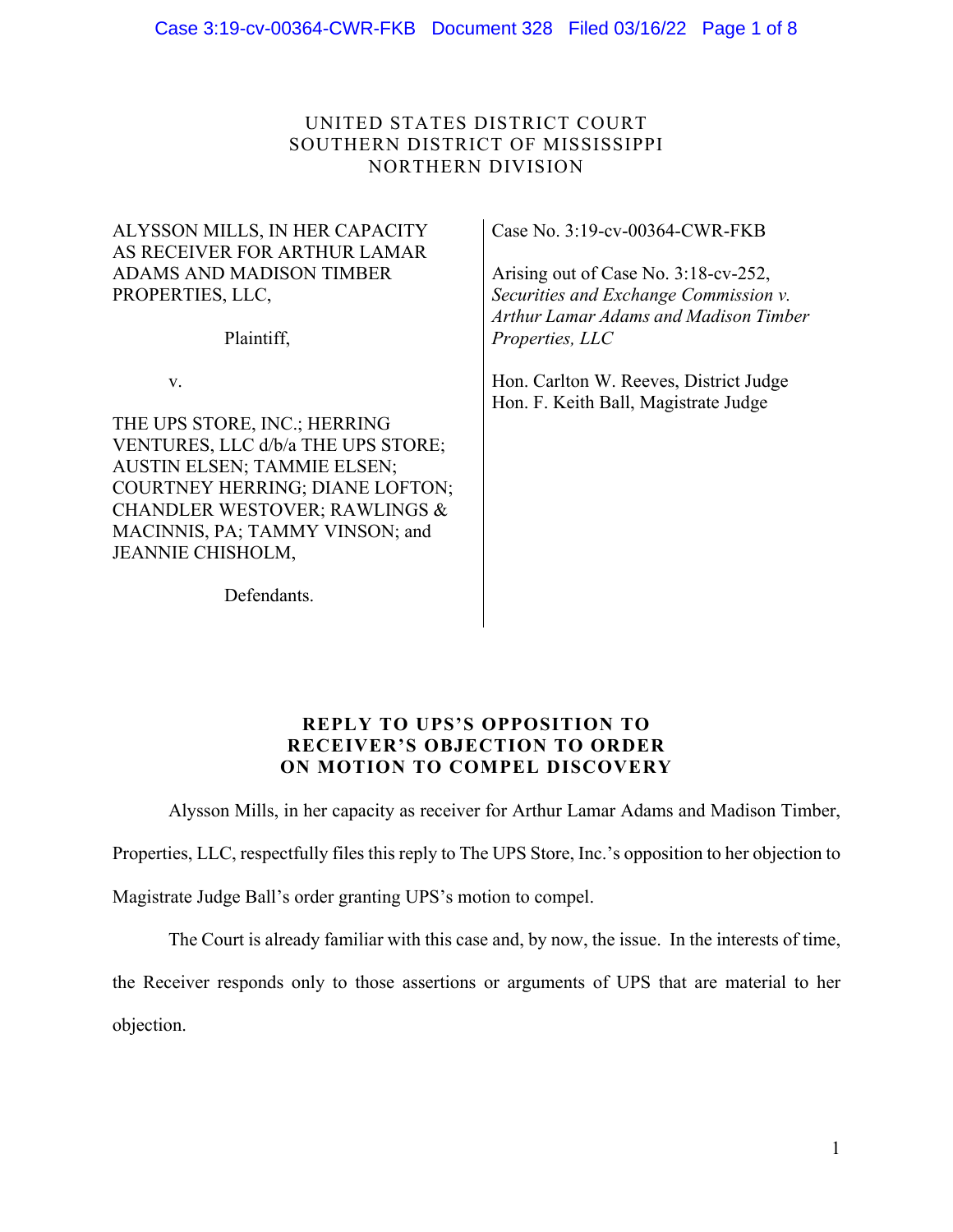UNITED STATES DISTRICT COURT
SOUTHERN DISTRICT OF MISSISSIPPI
NORTHERN DIVISION

| | |
|---|---|
| ALYSSON MILLS, IN HER CAPACITY AS RECEIVER FOR ARTHUR LAMAR ADAMS AND MADISON TIMBER PROPERTIES, LLC,<br><br>Plaintiff,<br><br>v.<br><br>THE UPS STORE, INC.; HERRING VENTURES, LLC d/b/a THE UPS STORE; AUSTIN ELSEN; TAMMIE ELSEN; COURTNEY HERRING; DIANE LOFTON; CHANDLER WESTOVER; RAWLINGS & MACINNIS, PA; TAMMY VINSON; and JEANNIE CHISHOLM,<br><br>Defendants. | Case No. 3:19-cv-00364-CWR-FKB<br><br>Arising out of Case No. 3:18-cv-252, *Securities and Exchange Commission v. Arthur Lamar Adams and Madison Timber Properties, LLC*<br><br>Hon. Carlton W. Reeves, District Judge<br>Hon. F. Keith Ball, Magistrate Judge |

## REPLY TO UPS'S OPPOSITION TO RECEIVER'S OBJECTION TO ORDER ON MOTION TO COMPEL DISCOVERY

Alysson Mills, in her capacity as receiver for Arthur Lamar Adams and Madison Timber, Properties, LLC, respectfully files this reply to The UPS Store, Inc.'s opposition to her objection to Magistrate Judge Ball's order granting UPS's motion to compel.

The Court is already familiar with this case and, by now, the issue. In the interests of time, the Receiver responds only to those assertions or arguments of UPS that are material to her objection.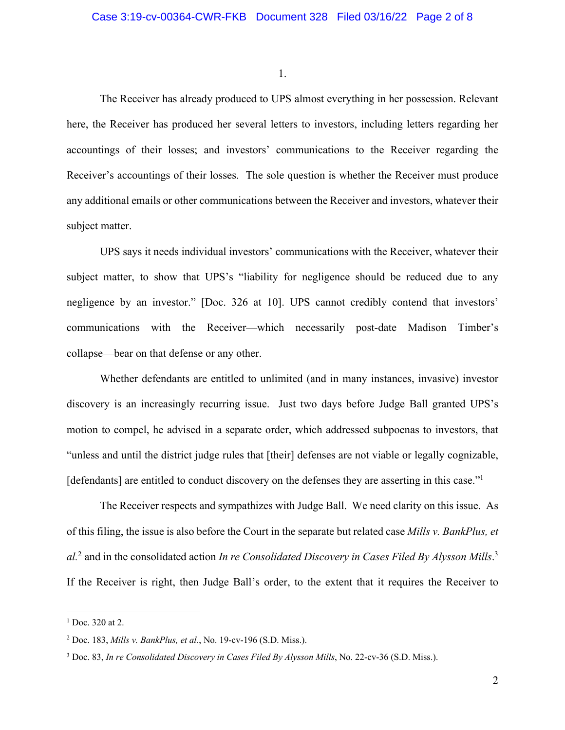1.

The Receiver has already produced to UPS almost everything in her possession. Relevant here, the Receiver has produced her several letters to investors, including letters regarding her accountings of their losses; and investors' communications to the Receiver regarding the Receiver's accountings of their losses. The sole question is whether the Receiver must produce any additional emails or other communications between the Receiver and investors, whatever their subject matter.

UPS says it needs individual investors' communications with the Receiver, whatever their subject matter, to show that UPS's "liability for negligence should be reduced due to any negligence by an investor." [Doc. 326 at 10]. UPS cannot credibly contend that investors' communications with the Receiver—which necessarily post-date Madison Timber's collapse—bear on that defense or any other.

Whether defendants are entitled to unlimited (and in many instances, invasive) investor discovery is an increasingly recurring issue. Just two days before Judge Ball granted UPS's motion to compel, he advised in a separate order, which addressed subpoenas to investors, that "unless and until the district judge rules that [their] defenses are not viable or legally cognizable, [defendants] are entitled to conduct discovery on the defenses they are asserting in this case."[1]

The Receiver respects and sympathizes with Judge Ball. We need clarity on this issue. As of this filing, the issue is also before the Court in the separate but related case *Mills v. BankPlus, et al.*[2] and in the consolidated action *In re Consolidated Discovery in Cases Filed By Alysson Mills*.[3] If the Receiver is right, then Judge Ball's order, to the extent that it requires the Receiver to

---

[1] Doc. 320 at 2.

[2] Doc. 183, *Mills v. BankPlus, et al.*, No. 19-cv-196 (S.D. Miss.).

[3] Doc. 83, *In re Consolidated Discovery in Cases Filed By Alysson Mills*, No. 22-cv-36 (S.D. Miss.).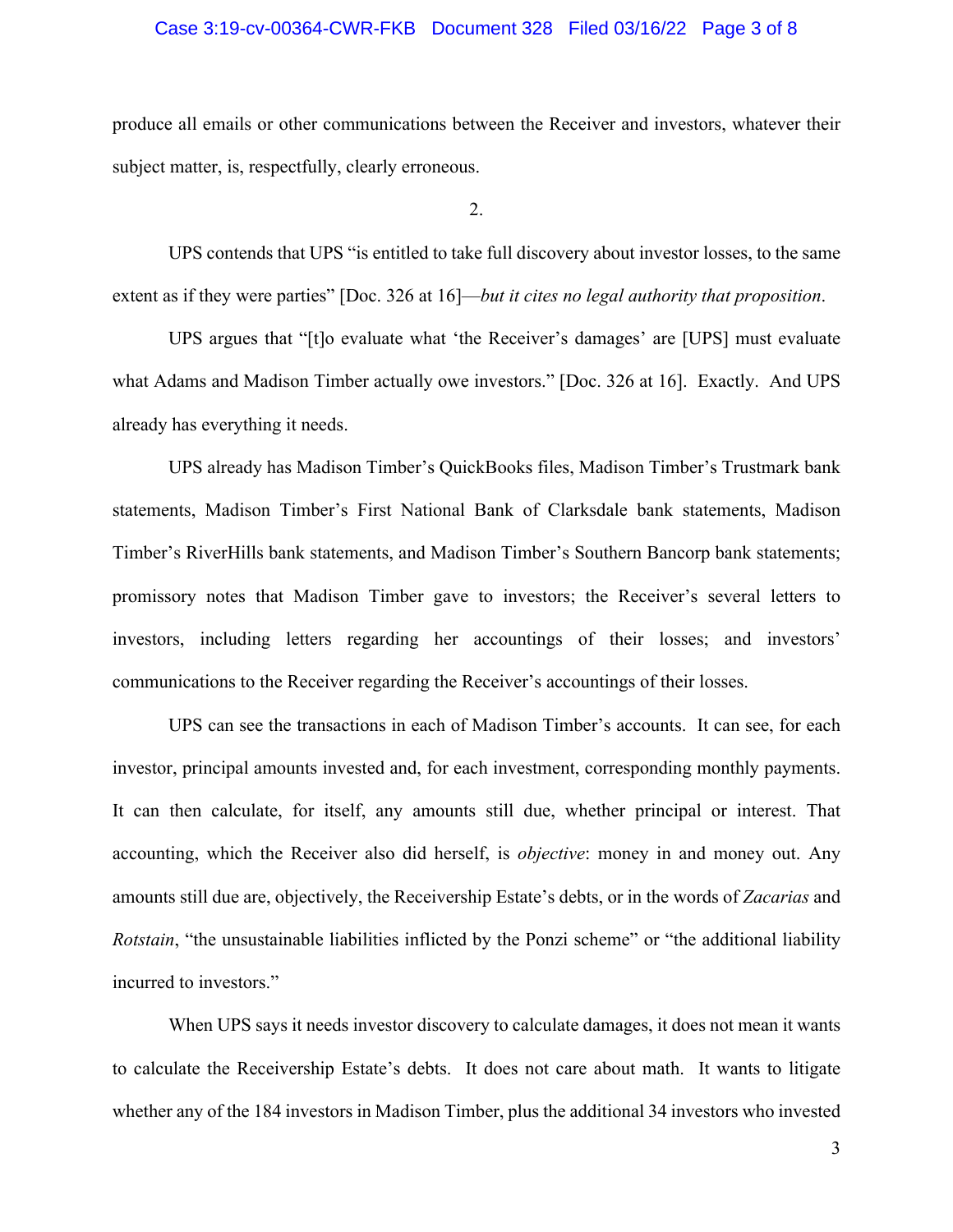produce all emails or other communications between the Receiver and investors, whatever their subject matter, is, respectfully, clearly erroneous.

2.

UPS contends that UPS "is entitled to take full discovery about investor losses, to the same extent as if they were parties" [Doc. 326 at 16]—*but it cites no legal authority that proposition*.

UPS argues that "[t]o evaluate what 'the Receiver's damages' are [UPS] must evaluate what Adams and Madison Timber actually owe investors." [Doc. 326 at 16]. Exactly. And UPS already has everything it needs.

UPS already has Madison Timber's QuickBooks files, Madison Timber's Trustmark bank statements, Madison Timber's First National Bank of Clarksdale bank statements, Madison Timber's RiverHills bank statements, and Madison Timber's Southern Bancorp bank statements; promissory notes that Madison Timber gave to investors; the Receiver's several letters to investors, including letters regarding her accountings of their losses; and investors' communications to the Receiver regarding the Receiver's accountings of their losses.

UPS can see the transactions in each of Madison Timber's accounts. It can see, for each investor, principal amounts invested and, for each investment, corresponding monthly payments. It can then calculate, for itself, any amounts still due, whether principal or interest. That accounting, which the Receiver also did herself, is *objective*: money in and money out. Any amounts still due are, objectively, the Receivership Estate's debts, or in the words of *Zacarias* and *Rotstain*, "the unsustainable liabilities inflicted by the Ponzi scheme" or "the additional liability incurred to investors."

When UPS says it needs investor discovery to calculate damages, it does not mean it wants to calculate the Receivership Estate's debts. It does not care about math. It wants to litigate whether any of the 184 investors in Madison Timber, plus the additional 34 investors who invested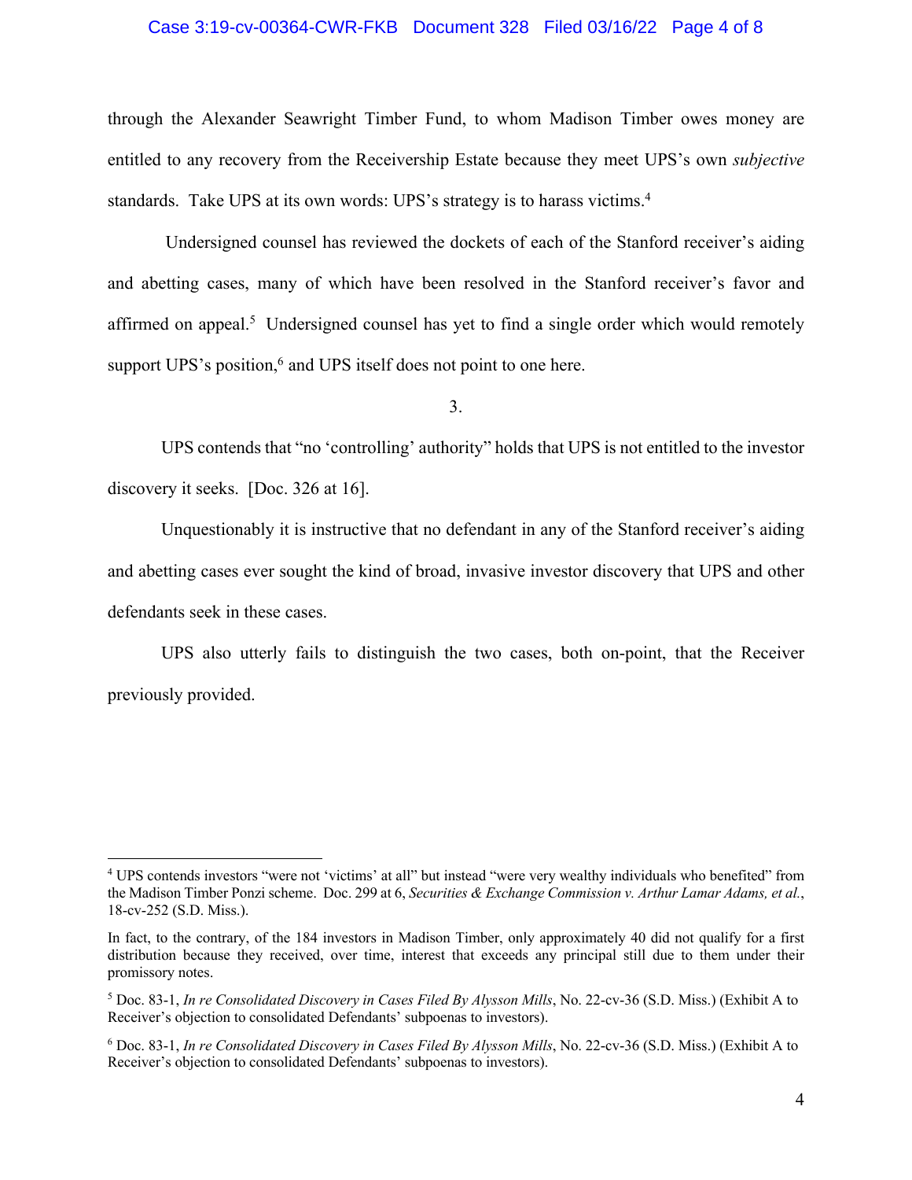through the Alexander Seawright Timber Fund, to whom Madison Timber owes money are entitled to any recovery from the Receivership Estate because they meet UPS's own *subjective* standards. Take UPS at its own words: UPS's strategy is to harass victims.[4]

Undersigned counsel has reviewed the dockets of each of the Stanford receiver's aiding and abetting cases, many of which have been resolved in the Stanford receiver's favor and affirmed on appeal.[5] Undersigned counsel has yet to find a single order which would remotely support UPS's position,[6] and UPS itself does not point to one here.

3.

UPS contends that "no 'controlling' authority" holds that UPS is not entitled to the investor discovery it seeks. [Doc. 326 at 16].

Unquestionably it is instructive that no defendant in any of the Stanford receiver's aiding and abetting cases ever sought the kind of broad, invasive investor discovery that UPS and other defendants seek in these cases.

UPS also utterly fails to distinguish the two cases, both on-point, that the Receiver previously provided.

---

[4] UPS contends investors "were not 'victims' at all" but instead "were very wealthy individuals who benefited" from the Madison Timber Ponzi scheme. Doc. 299 at 6, *Securities & Exchange Commission v. Arthur Lamar Adams, et al.*, 18-cv-252 (S.D. Miss.).

In fact, to the contrary, of the 184 investors in Madison Timber, only approximately 40 did not qualify for a first distribution because they received, over time, interest that exceeds any principal still due to them under their promissory notes.

[5] Doc. 83-1, *In re Consolidated Discovery in Cases Filed By Alysson Mills*, No. 22-cv-36 (S.D. Miss.) (Exhibit A to Receiver's objection to consolidated Defendants' subpoenas to investors).

[6] Doc. 83-1, *In re Consolidated Discovery in Cases Filed By Alysson Mills*, No. 22-cv-36 (S.D. Miss.) (Exhibit A to Receiver's objection to consolidated Defendants' subpoenas to investors).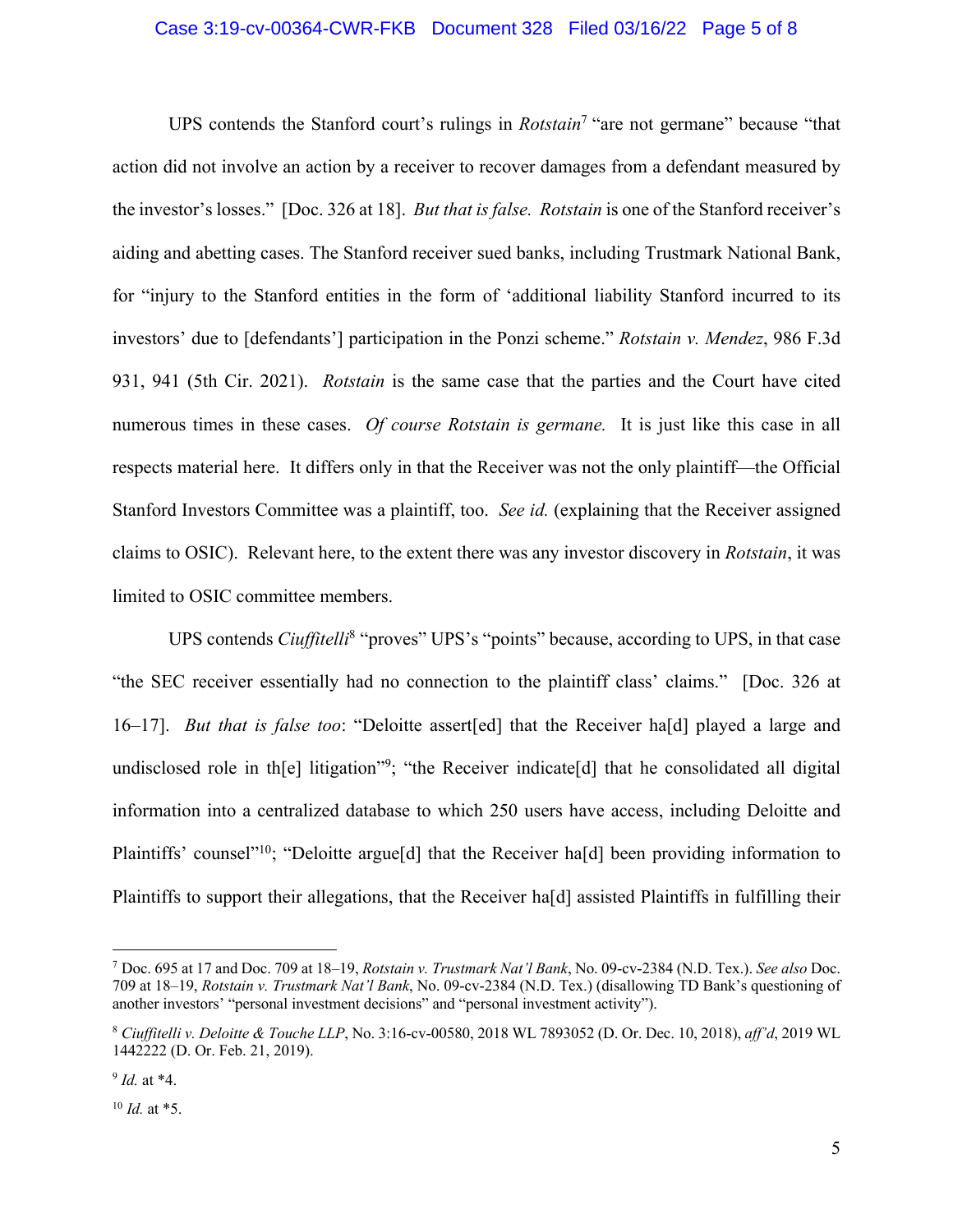UPS contends the Stanford court's rulings in *Rotstain*[7] "are not germane" because "that action did not involve an action by a receiver to recover damages from a defendant measured by the investor's losses." [Doc. 326 at 18]. *But that is false.* *Rotstain* is one of the Stanford receiver's aiding and abetting cases. The Stanford receiver sued banks, including Trustmark National Bank, for "injury to the Stanford entities in the form of 'additional liability Stanford incurred to its investors' due to [defendants'] participation in the Ponzi scheme." *Rotstain v. Mendez*, 986 F.3d 931, 941 (5th Cir. 2021). *Rotstain* is the same case that the parties and the Court have cited numerous times in these cases. *Of course Rotstain is germane.* It is just like this case in all respects material here. It differs only in that the Receiver was not the only plaintiff—the Official Stanford Investors Committee was a plaintiff, too. *See id.* (explaining that the Receiver assigned claims to OSIC). Relevant here, to the extent there was any investor discovery in *Rotstain*, it was limited to OSIC committee members.

UPS contends *Ciuffitelli*[8] "proves" UPS's "points" because, according to UPS, in that case "the SEC receiver essentially had no connection to the plaintiff class' claims." [Doc. 326 at 16–17]. *But that is false too*: "Deloitte assert[ed] that the Receiver ha[d] played a large and undisclosed role in th[e] litigation"[9]; "the Receiver indicate[d] that he consolidated all digital information into a centralized database to which 250 users have access, including Deloitte and Plaintiffs' counsel"[10]; "Deloitte argue[d] that the Receiver ha[d] been providing information to Plaintiffs to support their allegations, that the Receiver ha[d] assisted Plaintiffs in fulfilling their

---

[7] Doc. 695 at 17 and Doc. 709 at 18–19, *Rotstain v. Trustmark Nat'l Bank*, No. 09-cv-2384 (N.D. Tex.). *See also* Doc. 709 at 18–19, *Rotstain v. Trustmark Nat'l Bank*, No. 09-cv-2384 (N.D. Tex.) (disallowing TD Bank's questioning of another investors' "personal investment decisions" and "personal investment activity").

[8] *Ciuffitelli v. Deloitte & Touche LLP*, No. 3:16-cv-00580, 2018 WL 7893052 (D. Or. Dec. 10, 2018), *aff'd*, 2019 WL 1442222 (D. Or. Feb. 21, 2019).

[9] *Id.* at *4.

[10] *Id.* at *5.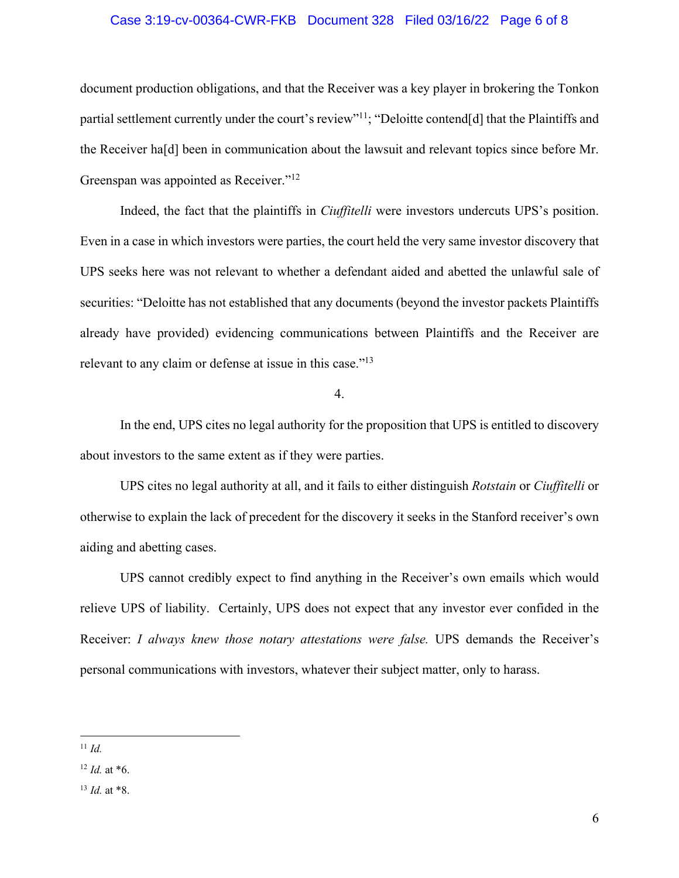document production obligations, and that the Receiver was a key player in brokering the Tonkon partial settlement currently under the court's review"[11]; "Deloitte contend[d] that the Plaintiffs and the Receiver ha[d] been in communication about the lawsuit and relevant topics since before Mr. Greenspan was appointed as Receiver."[12]

Indeed, the fact that the plaintiffs in *Ciuffitelli* were investors undercuts UPS's position. Even in a case in which investors were parties, the court held the very same investor discovery that UPS seeks here was not relevant to whether a defendant aided and abetted the unlawful sale of securities: "Deloitte has not established that any documents (beyond the investor packets Plaintiffs already have provided) evidencing communications between Plaintiffs and the Receiver are relevant to any claim or defense at issue in this case."[13]

4.

In the end, UPS cites no legal authority for the proposition that UPS is entitled to discovery about investors to the same extent as if they were parties.

UPS cites no legal authority at all, and it fails to either distinguish *Rotstain* or *Ciuffitelli* or otherwise to explain the lack of precedent for the discovery it seeks in the Stanford receiver's own aiding and abetting cases.

UPS cannot credibly expect to find anything in the Receiver's own emails which would relieve UPS of liability. Certainly, UPS does not expect that any investor ever confided in the Receiver: *I always knew those notary attestations were false.* UPS demands the Receiver's personal communications with investors, whatever their subject matter, only to harass.

---

[11] *Id.*

[12] *Id.* at *6.

[13] *Id.* at *8.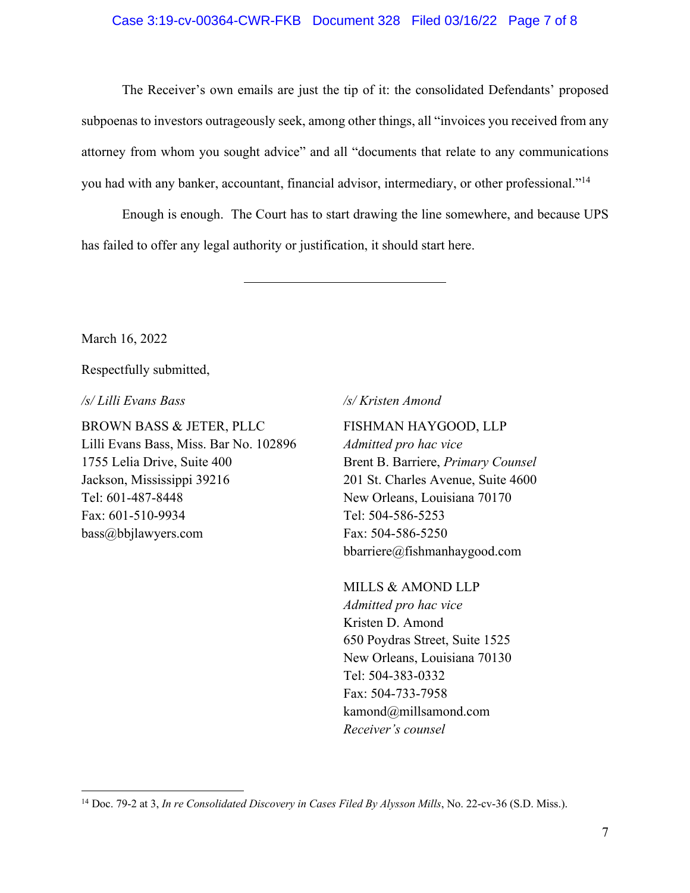The Receiver's own emails are just the tip of it: the consolidated Defendants' proposed subpoenas to investors outrageously seek, among other things, all "invoices you received from any attorney from whom you sought advice" and all "documents that relate to any communications you had with any banker, accountant, financial advisor, intermediary, or other professional."[14]

Enough is enough. The Court has to start drawing the line somewhere, and because UPS has failed to offer any legal authority or justification, it should start here.

---

March 16, 2022

Respectfully submitted,

*/s/ Lilli Evans Bass*

BROWN BASS & JETER, PLLC
Lilli Evans Bass, Miss. Bar No. 102896
1755 Lelia Drive, Suite 400
Jackson, Mississippi 39216
Tel: 601-487-8448
Fax: 601-510-9934
bass@bbjlawyers.com

*/s/ Kristen Amond*

FISHMAN HAYGOOD, LLP
*Admitted pro hac vice*
Brent B. Barriere, *Primary Counsel*
201 St. Charles Avenue, Suite 4600
New Orleans, Louisiana 70170
Tel: 504-586-5253
Fax: 504-586-5250
bbarriere@fishmanhaygood.com

MILLS & AMOND LLP
*Admitted pro hac vice*
Kristen D. Amond
650 Poydras Street, Suite 1525
New Orleans, Louisiana 70130
Tel: 504-383-0332
Fax: 504-733-7958
kamond@millsamond.com
*Receiver's counsel*

---

[14] Doc. 79-2 at 3, *In re Consolidated Discovery in Cases Filed By Alysson Mills*, No. 22-cv-36 (S.D. Miss.).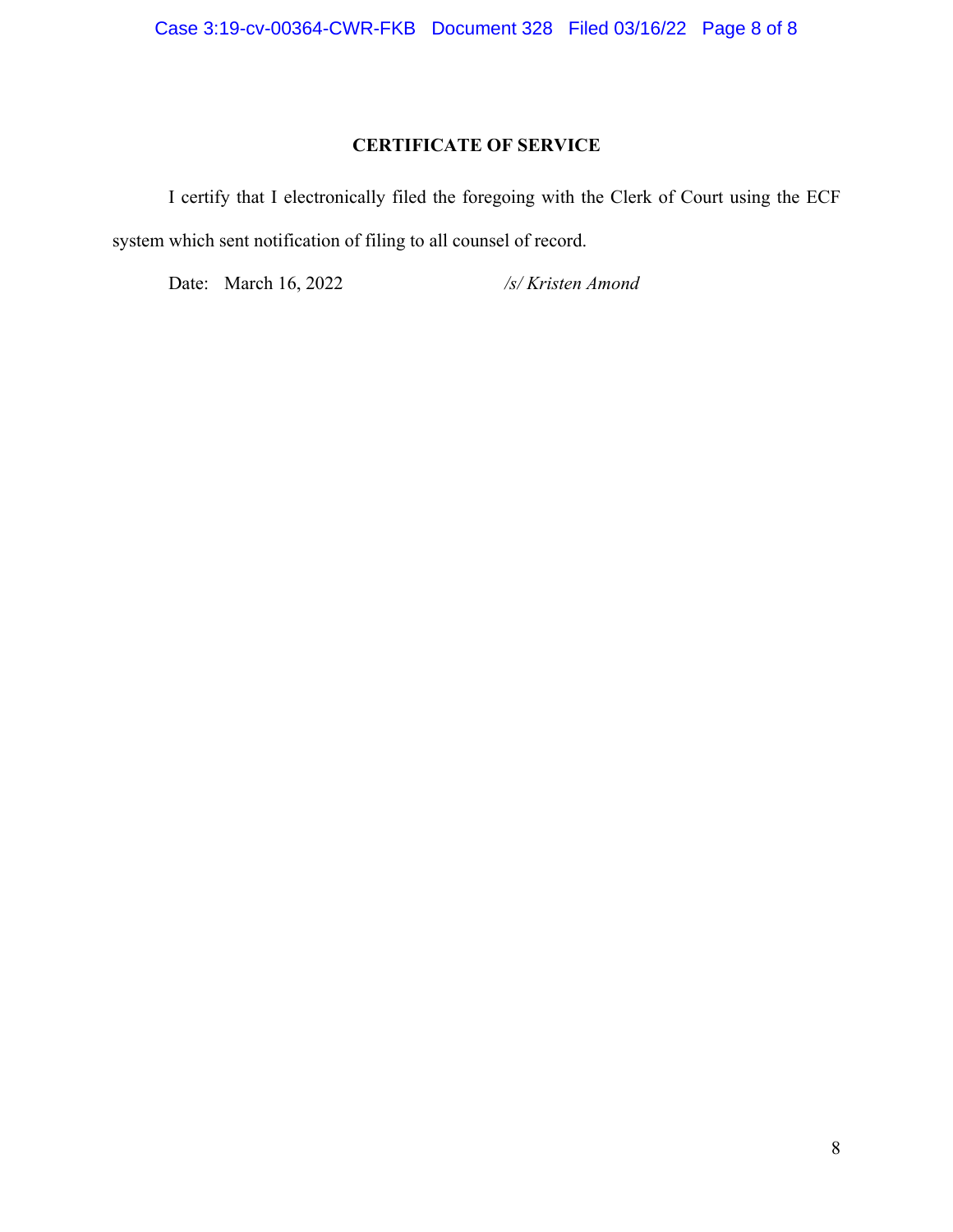## CERTIFICATE OF SERVICE

I certify that I electronically filed the foregoing with the Clerk of Court using the ECF system which sent notification of filing to all counsel of record.

Date: March 16, 2022 *`/s/` Kristen Amond*